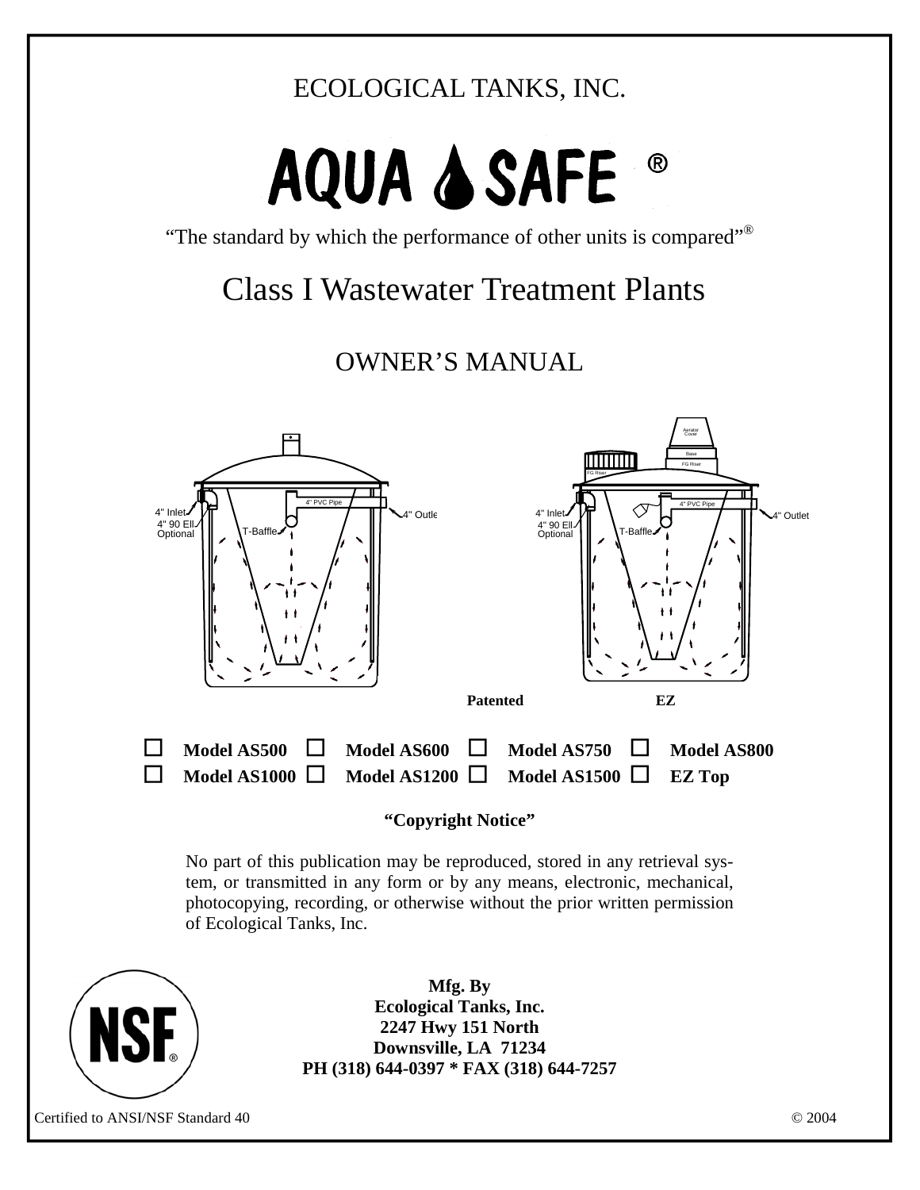# ECOLOGICAL TANKS, INC.

# AQUA SAFE ®

"The standard by which the performance of other units is compared"®

# Class I Wastewater Treatment Plants

## OWNER'S MANUAL

4" Inlet
4" 90 Ell Optional
T-Baffle
4" PVC Pipe
4" Outlet

Aerator Cover
Base
FG Riser
FG Riser
4" Inlet
4" 90 Ell Optional
T-Baffle
4" PVC Pipe
4" Outlet

**Patented** **EZ**

☐ **Model AS500** ☐ **Model AS600** ☐ **Model AS750** ☐ **Model AS800**
☐ **Model AS1000** ☐ **Model AS1200** ☐ **Model AS1500** ☐ **EZ Top**

**"Copyright Notice"**

No part of this publication may be reproduced, stored in any retrieval system, or transmitted in any form or by any means, electronic, mechanical, photocopying, recording, or otherwise without the prior written permission of Ecological Tanks, Inc.

**Mfg. By**
**Ecological Tanks, Inc.**
**2247 Hwy 151 North**
**Downsville, LA 71234**
**PH (318) 644-0397 * FAX (318) 644-7257**

NSF®

Certified to ANSI/NSF Standard 40

© 2004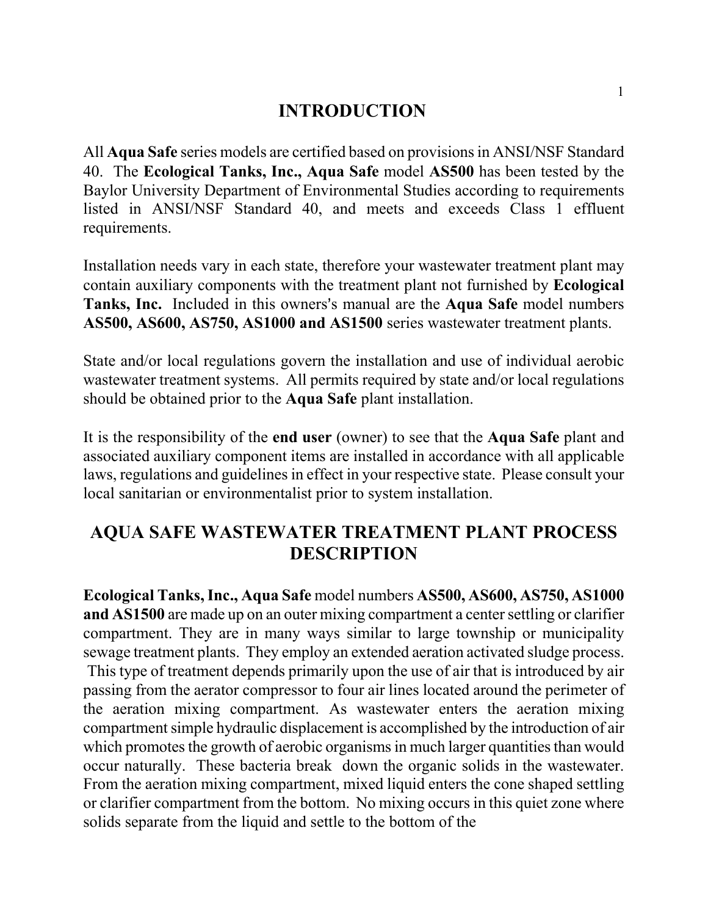# INTRODUCTION

All **Aqua Safe** series models are certified based on provisions in ANSI/NSF Standard 40. The **Ecological Tanks, Inc., Aqua Safe** model **AS500** has been tested by the Baylor University Department of Environmental Studies according to requirements listed in ANSI/NSF Standard 40, and meets and exceeds Class 1 effluent requirements.

Installation needs vary in each state, therefore your wastewater treatment plant may contain auxiliary components with the treatment plant not furnished by **Ecological Tanks, Inc.** Included in this owners's manual are the **Aqua Safe** model numbers **AS500, AS600, AS750, AS1000 and AS1500** series wastewater treatment plants.

State and/or local regulations govern the installation and use of individual aerobic wastewater treatment systems. All permits required by state and/or local regulations should be obtained prior to the **Aqua Safe** plant installation.

It is the responsibility of the **end user** (owner) to see that the **Aqua Safe** plant and associated auxiliary component items are installed in accordance with all applicable laws, regulations and guidelines in effect in your respective state. Please consult your local sanitarian or environmentalist prior to system installation.

# AQUA SAFE WASTEWATER TREATMENT PLANT PROCESS DESCRIPTION

**Ecological Tanks, Inc., Aqua Safe** model numbers **AS500, AS600, AS750, AS1000 and AS1500** are made up on an outer mixing compartment a center settling or clarifier compartment. They are in many ways similar to large township or municipality sewage treatment plants. They employ an extended aeration activated sludge process. This type of treatment depends primarily upon the use of air that is introduced by air passing from the aerator compressor to four air lines located around the perimeter of the aeration mixing compartment. As wastewater enters the aeration mixing compartment simple hydraulic displacement is accomplished by the introduction of air which promotes the growth of aerobic organisms in much larger quantities than would occur naturally. These bacteria break down the organic solids in the wastewater. From the aeration mixing compartment, mixed liquid enters the cone shaped settling or clarifier compartment from the bottom. No mixing occurs in this quiet zone where solids separate from the liquid and settle to the bottom of the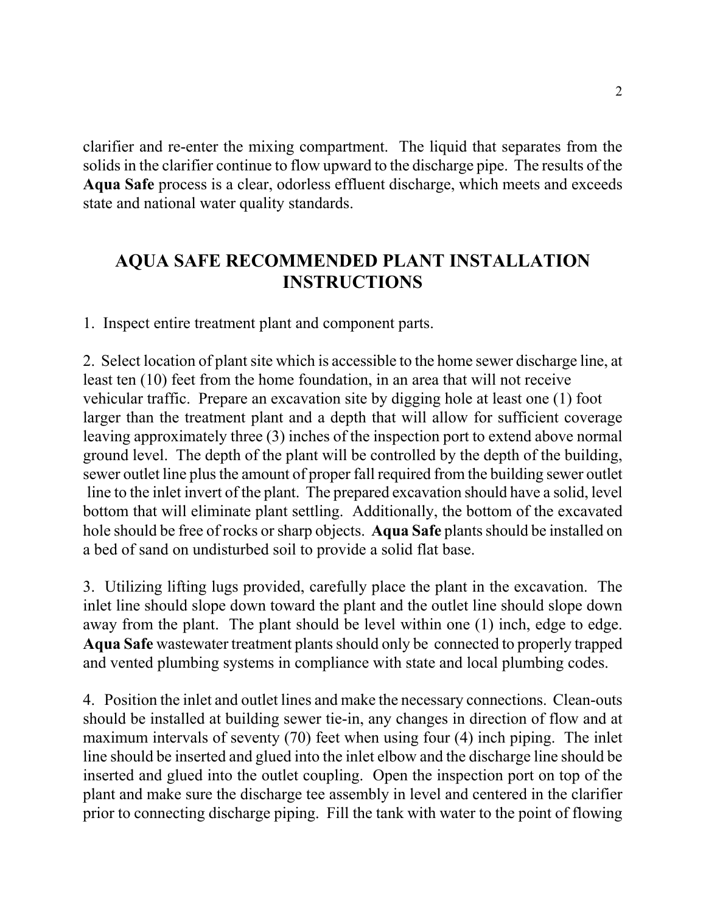clarifier and re-enter the mixing compartment. The liquid that separates from the solids in the clarifier continue to flow upward to the discharge pipe. The results of the **Aqua Safe** process is a clear, odorless effluent discharge, which meets and exceeds state and national water quality standards.

## AQUA SAFE RECOMMENDED PLANT INSTALLATION INSTRUCTIONS

1. Inspect entire treatment plant and component parts.

2. Select location of plant site which is accessible to the home sewer discharge line, at least ten (10) feet from the home foundation, in an area that will not receive vehicular traffic. Prepare an excavation site by digging hole at least one (1) foot larger than the treatment plant and a depth that will allow for sufficient coverage leaving approximately three (3) inches of the inspection port to extend above normal ground level. The depth of the plant will be controlled by the depth of the building, sewer outlet line plus the amount of proper fall required from the building sewer outlet line to the inlet invert of the plant. The prepared excavation should have a solid, level bottom that will eliminate plant settling. Additionally, the bottom of the excavated hole should be free of rocks or sharp objects. **Aqua Safe** plants should be installed on a bed of sand on undisturbed soil to provide a solid flat base.

3. Utilizing lifting lugs provided, carefully place the plant in the excavation. The inlet line should slope down toward the plant and the outlet line should slope down away from the plant. The plant should be level within one (1) inch, edge to edge. **Aqua Safe** wastewater treatment plants should only be connected to properly trapped and vented plumbing systems in compliance with state and local plumbing codes.

4. Position the inlet and outlet lines and make the necessary connections. Clean-outs should be installed at building sewer tie-in, any changes in direction of flow and at maximum intervals of seventy (70) feet when using four (4) inch piping. The inlet line should be inserted and glued into the inlet elbow and the discharge line should be inserted and glued into the outlet coupling. Open the inspection port on top of the plant and make sure the discharge tee assembly in level and centered in the clarifier prior to connecting discharge piping. Fill the tank with water to the point of flowing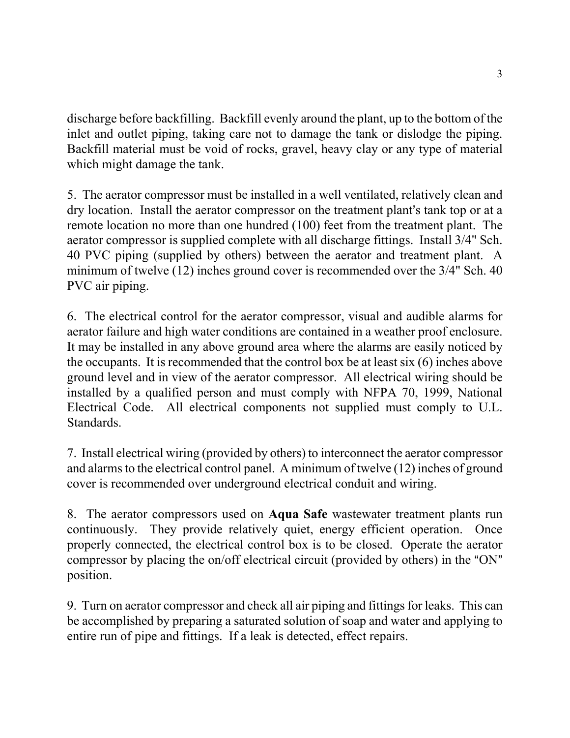discharge before backfilling. Backfill evenly around the plant, up to the bottom of the inlet and outlet piping, taking care not to damage the tank or dislodge the piping. Backfill material must be void of rocks, gravel, heavy clay or any type of material which might damage the tank.

5. The aerator compressor must be installed in a well ventilated, relatively clean and dry location. Install the aerator compressor on the treatment plant's tank top or at a remote location no more than one hundred (100) feet from the treatment plant. The aerator compressor is supplied complete with all discharge fittings. Install 3/4" Sch. 40 PVC piping (supplied by others) between the aerator and treatment plant. A minimum of twelve (12) inches ground cover is recommended over the 3/4" Sch. 40 PVC air piping.

6. The electrical control for the aerator compressor, visual and audible alarms for aerator failure and high water conditions are contained in a weather proof enclosure. It may be installed in any above ground area where the alarms are easily noticed by the occupants. It is recommended that the control box be at least six (6) inches above ground level and in view of the aerator compressor. All electrical wiring should be installed by a qualified person and must comply with NFPA 70, 1999, National Electrical Code. All electrical components not supplied must comply to U.L. Standards.

7. Install electrical wiring (provided by others) to interconnect the aerator compressor and alarms to the electrical control panel. A minimum of twelve (12) inches of ground cover is recommended over underground electrical conduit and wiring.

8. The aerator compressors used on **Aqua Safe** wastewater treatment plants run continuously. They provide relatively quiet, energy efficient operation. Once properly connected, the electrical control box is to be closed. Operate the aerator compressor by placing the on/off electrical circuit (provided by others) in the "ON" position.

9. Turn on aerator compressor and check all air piping and fittings for leaks. This can be accomplished by preparing a saturated solution of soap and water and applying to entire run of pipe and fittings. If a leak is detected, effect repairs.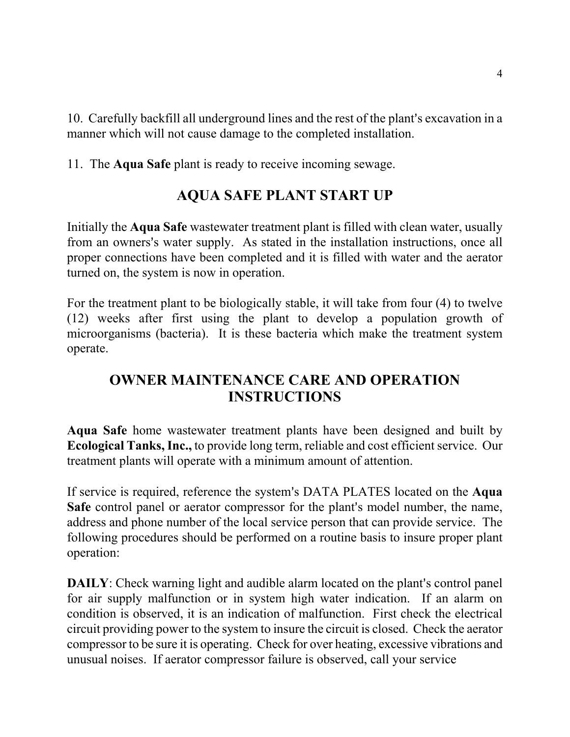10. Carefully backfill all underground lines and the rest of the plant's excavation in a manner which will not cause damage to the completed installation.

11. The **Aqua Safe** plant is ready to receive incoming sewage.

## AQUA SAFE PLANT START UP

Initially the **Aqua Safe** wastewater treatment plant is filled with clean water, usually from an owners's water supply. As stated in the installation instructions, once all proper connections have been completed and it is filled with water and the aerator turned on, the system is now in operation.

For the treatment plant to be biologically stable, it will take from four (4) to twelve (12) weeks after first using the plant to develop a population growth of microorganisms (bacteria). It is these bacteria which make the treatment system operate.

## OWNER MAINTENANCE CARE AND OPERATION INSTRUCTIONS

**Aqua Safe** home wastewater treatment plants have been designed and built by **Ecological Tanks, Inc.,** to provide long term, reliable and cost efficient service. Our treatment plants will operate with a minimum amount of attention.

If service is required, reference the system's DATA PLATES located on the **Aqua Safe** control panel or aerator compressor for the plant's model number, the name, address and phone number of the local service person that can provide service. The following procedures should be performed on a routine basis to insure proper plant operation:

**DAILY**: Check warning light and audible alarm located on the plant's control panel for air supply malfunction or in system high water indication. If an alarm on condition is observed, it is an indication of malfunction. First check the electrical circuit providing power to the system to insure the circuit is closed. Check the aerator compressor to be sure it is operating. Check for over heating, excessive vibrations and unusual noises. If aerator compressor failure is observed, call your service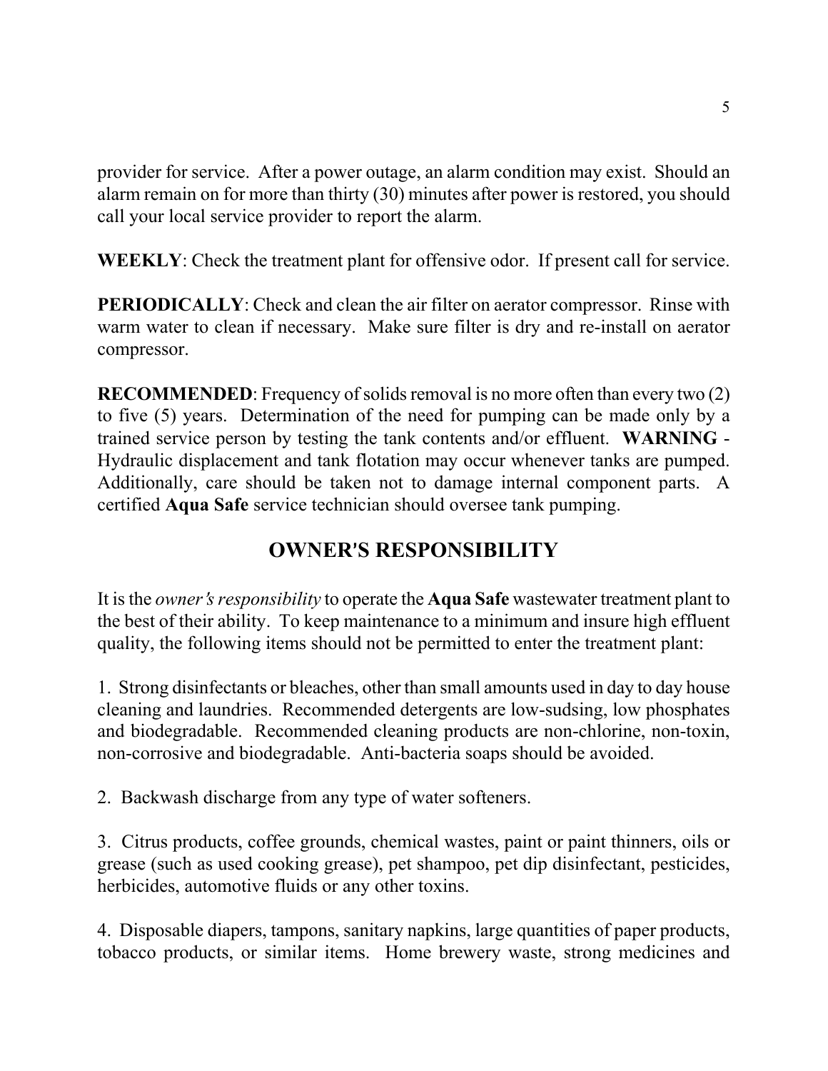provider for service. After a power outage, an alarm condition may exist. Should an alarm remain on for more than thirty (30) minutes after power is restored, you should call your local service provider to report the alarm.

**WEEKLY**: Check the treatment plant for offensive odor. If present call for service.

**PERIODICALLY**: Check and clean the air filter on aerator compressor. Rinse with warm water to clean if necessary. Make sure filter is dry and re-install on aerator compressor.

**RECOMMENDED**: Frequency of solids removal is no more often than every two (2) to five (5) years. Determination of the need for pumping can be made only by a trained service person by testing the tank contents and/or effluent. **WARNING** - Hydraulic displacement and tank flotation may occur whenever tanks are pumped. Additionally, care should be taken not to damage internal component parts. A certified **Aqua Safe** service technician should oversee tank pumping.

## OWNER'S RESPONSIBILITY

It is the *owner's responsibility* to operate the **Aqua Safe** wastewater treatment plant to the best of their ability. To keep maintenance to a minimum and insure high effluent quality, the following items should not be permitted to enter the treatment plant:

1. Strong disinfectants or bleaches, other than small amounts used in day to day house cleaning and laundries. Recommended detergents are low-sudsing, low phosphates and biodegradable. Recommended cleaning products are non-chlorine, non-toxin, non-corrosive and biodegradable. Anti-bacteria soaps should be avoided.

2. Backwash discharge from any type of water softeners.

3. Citrus products, coffee grounds, chemical wastes, paint or paint thinners, oils or grease (such as used cooking grease), pet shampoo, pet dip disinfectant, pesticides, herbicides, automotive fluids or any other toxins.

4. Disposable diapers, tampons, sanitary napkins, large quantities of paper products, tobacco products, or similar items. Home brewery waste, strong medicines and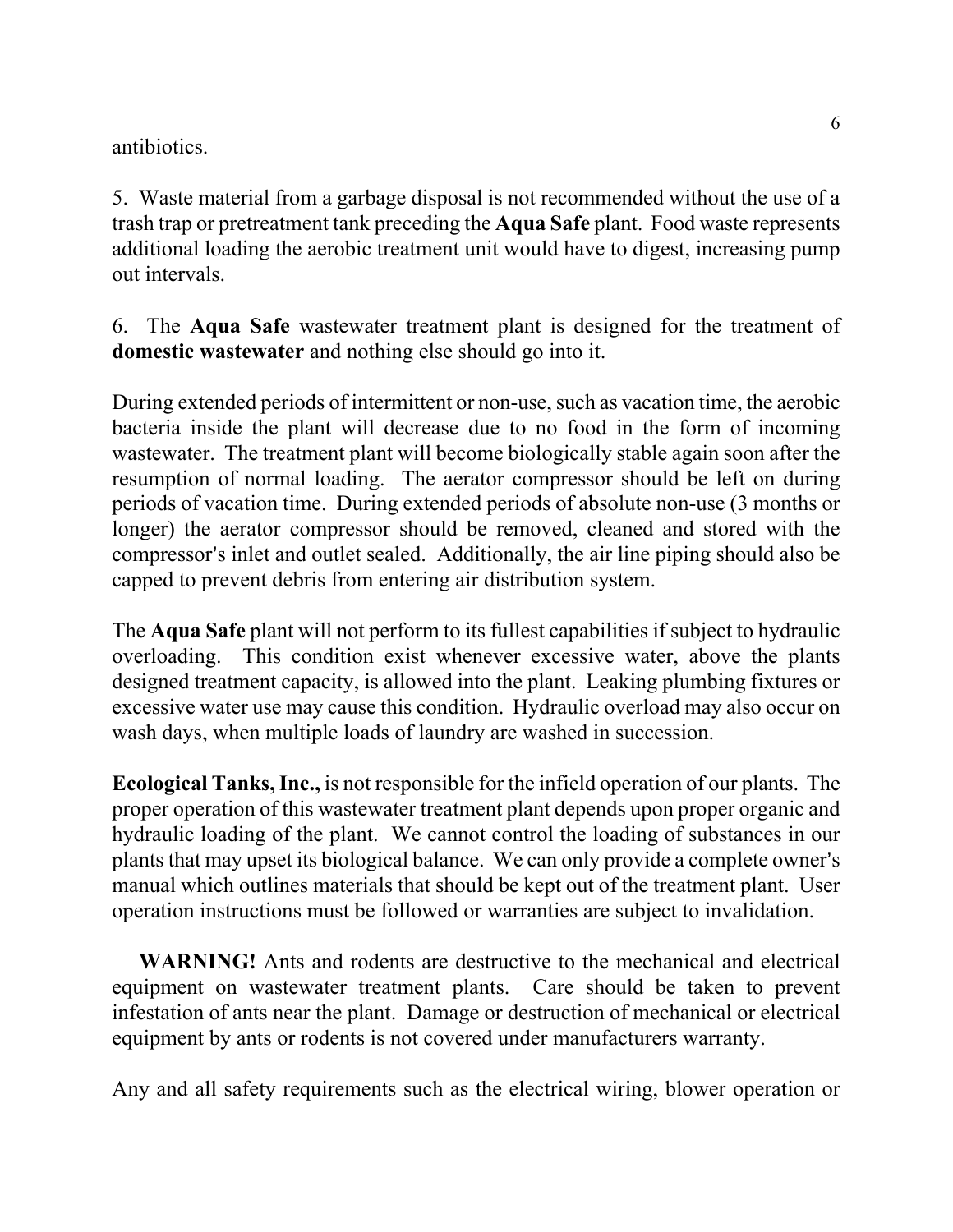antibiotics.

5. Waste material from a garbage disposal is not recommended without the use of a trash trap or pretreatment tank preceding the **Aqua Safe** plant. Food waste represents additional loading the aerobic treatment unit would have to digest, increasing pump out intervals.

6. The **Aqua Safe** wastewater treatment plant is designed for the treatment of **domestic wastewater** and nothing else should go into it.

During extended periods of intermittent or non-use, such as vacation time, the aerobic bacteria inside the plant will decrease due to no food in the form of incoming wastewater. The treatment plant will become biologically stable again soon after the resumption of normal loading. The aerator compressor should be left on during periods of vacation time. During extended periods of absolute non-use (3 months or longer) the aerator compressor should be removed, cleaned and stored with the compressor's inlet and outlet sealed. Additionally, the air line piping should also be capped to prevent debris from entering air distribution system.

The **Aqua Safe** plant will not perform to its fullest capabilities if subject to hydraulic overloading. This condition exist whenever excessive water, above the plants designed treatment capacity, is allowed into the plant. Leaking plumbing fixtures or excessive water use may cause this condition. Hydraulic overload may also occur on wash days, when multiple loads of laundry are washed in succession.

**Ecological Tanks, Inc.,** is not responsible for the infield operation of our plants. The proper operation of this wastewater treatment plant depends upon proper organic and hydraulic loading of the plant. We cannot control the loading of substances in our plants that may upset its biological balance. We can only provide a complete owner's manual which outlines materials that should be kept out of the treatment plant. User operation instructions must be followed or warranties are subject to invalidation.

**WARNING!** Ants and rodents are destructive to the mechanical and electrical equipment on wastewater treatment plants. Care should be taken to prevent infestation of ants near the plant. Damage or destruction of mechanical or electrical equipment by ants or rodents is not covered under manufacturers warranty.

Any and all safety requirements such as the electrical wiring, blower operation or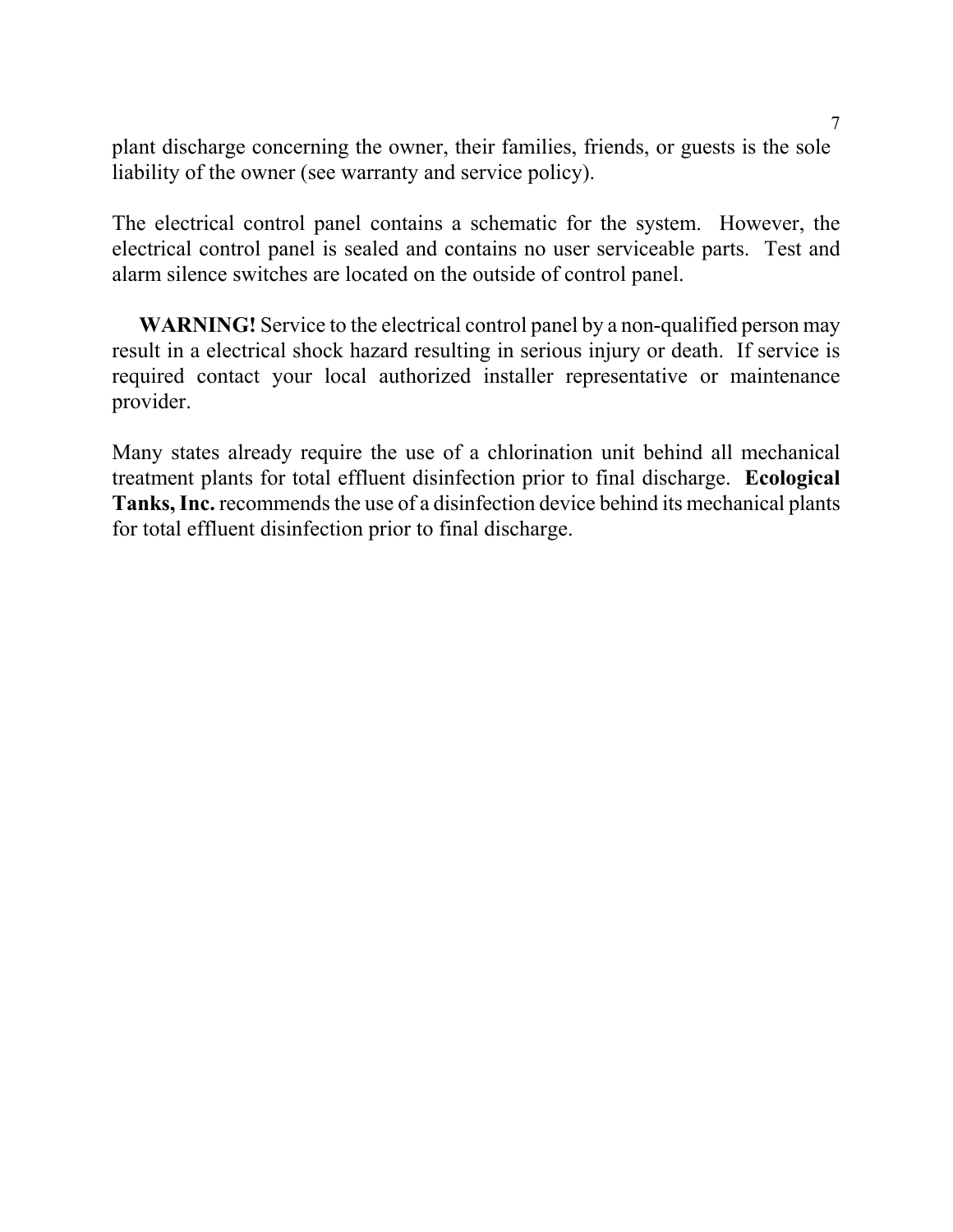plant discharge concerning the owner, their families, friends, or guests is the sole liability of the owner (see warranty and service policy).

The electrical control panel contains a schematic for the system. However, the electrical control panel is sealed and contains no user serviceable parts. Test and alarm silence switches are located on the outside of control panel.

**WARNING!** Service to the electrical control panel by a non-qualified person may result in a electrical shock hazard resulting in serious injury or death. If service is required contact your local authorized installer representative or maintenance provider.

Many states already require the use of a chlorination unit behind all mechanical treatment plants for total effluent disinfection prior to final discharge. **Ecological Tanks, Inc.** recommends the use of a disinfection device behind its mechanical plants for total effluent disinfection prior to final discharge.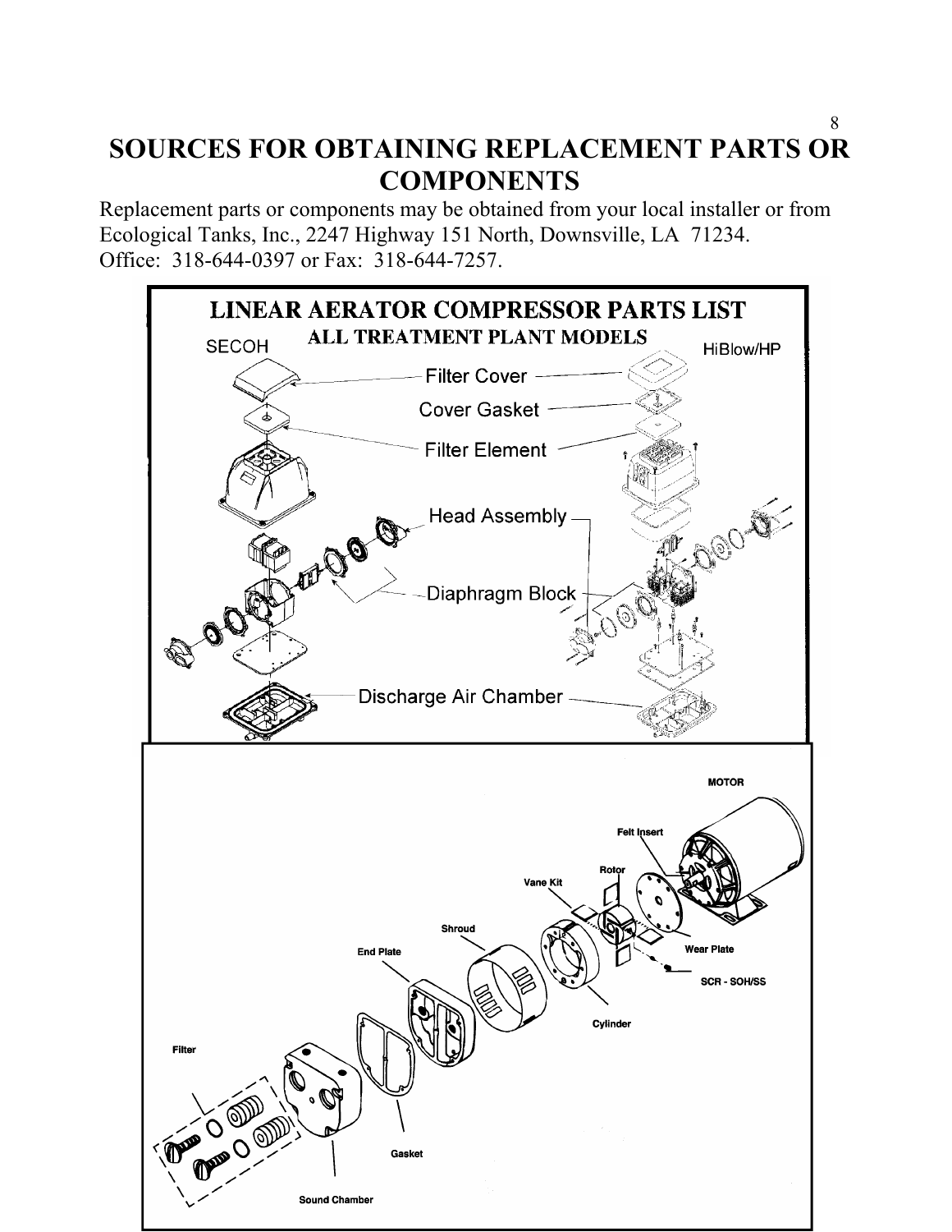# SOURCES FOR OBTAINING REPLACEMENT PARTS OR COMPONENTS

Replacement parts or components may be obtained from your local installer or from Ecological Tanks, Inc., 2247 Highway 151 North, Downsville, LA 71234.
Office: 318-644-0397 or Fax: 318-644-7257.

**LINEAR AERATOR COMPRESSOR PARTS LIST**

**ALL TREATMENT PLANT MODELS**

SECOH

HiBlow/HP

Filter Cover

Cover Gasket

Filter Element

Head Assembly

Diaphragm Block

Discharge Air Chamber

MOTOR

Felt Insert

Rotor

Vane Kit

Shroud

End Plate

Wear Plate

SCR - SOH/SS

Cylinder

Filter

Gasket

Sound Chamber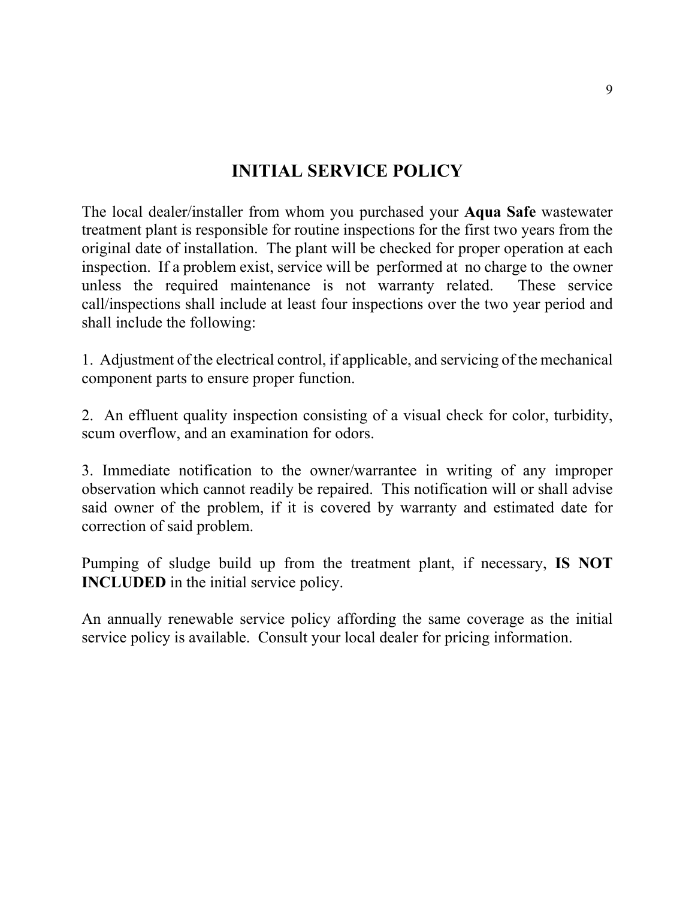# INITIAL SERVICE POLICY

The local dealer/installer from whom you purchased your **Aqua Safe** wastewater treatment plant is responsible for routine inspections for the first two years from the original date of installation. The plant will be checked for proper operation at each inspection. If a problem exist, service will be performed at no charge to the owner unless the required maintenance is not warranty related. These service call/inspections shall include at least four inspections over the two year period and shall include the following:

1. Adjustment of the electrical control, if applicable, and servicing of the mechanical component parts to ensure proper function.

2. An effluent quality inspection consisting of a visual check for color, turbidity, scum overflow, and an examination for odors.

3. Immediate notification to the owner/warrantee in writing of any improper observation which cannot readily be repaired. This notification will or shall advise said owner of the problem, if it is covered by warranty and estimated date for correction of said problem.

Pumping of sludge build up from the treatment plant, if necessary, **IS NOT INCLUDED** in the initial service policy.

An annually renewable service policy affording the same coverage as the initial service policy is available. Consult your local dealer for pricing information.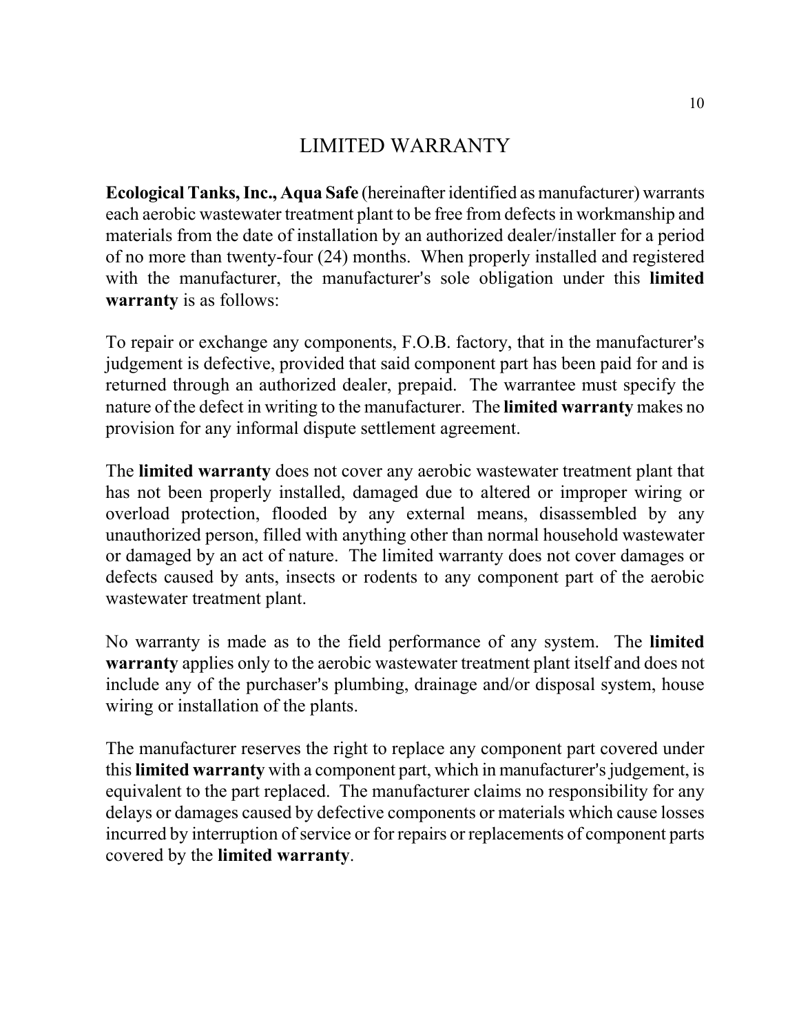# LIMITED WARRANTY

**Ecological Tanks, Inc., Aqua Safe** (hereinafter identified as manufacturer) warrants each aerobic wastewater treatment plant to be free from defects in workmanship and materials from the date of installation by an authorized dealer/installer for a period of no more than twenty-four (24) months. When properly installed and registered with the manufacturer, the manufacturer's sole obligation under this **limited warranty** is as follows:

To repair or exchange any components, F.O.B. factory, that in the manufacturer's judgement is defective, provided that said component part has been paid for and is returned through an authorized dealer, prepaid. The warrantee must specify the nature of the defect in writing to the manufacturer. The **limited warranty** makes no provision for any informal dispute settlement agreement.

The **limited warranty** does not cover any aerobic wastewater treatment plant that has not been properly installed, damaged due to altered or improper wiring or overload protection, flooded by any external means, disassembled by any unauthorized person, filled with anything other than normal household wastewater or damaged by an act of nature. The limited warranty does not cover damages or defects caused by ants, insects or rodents to any component part of the aerobic wastewater treatment plant.

No warranty is made as to the field performance of any system. The **limited warranty** applies only to the aerobic wastewater treatment plant itself and does not include any of the purchaser's plumbing, drainage and/or disposal system, house wiring or installation of the plants.

The manufacturer reserves the right to replace any component part covered under this **limited warranty** with a component part, which in manufacturer's judgement, is equivalent to the part replaced. The manufacturer claims no responsibility for any delays or damages caused by defective components or materials which cause losses incurred by interruption of service or for repairs or replacements of component parts covered by the **limited warranty**.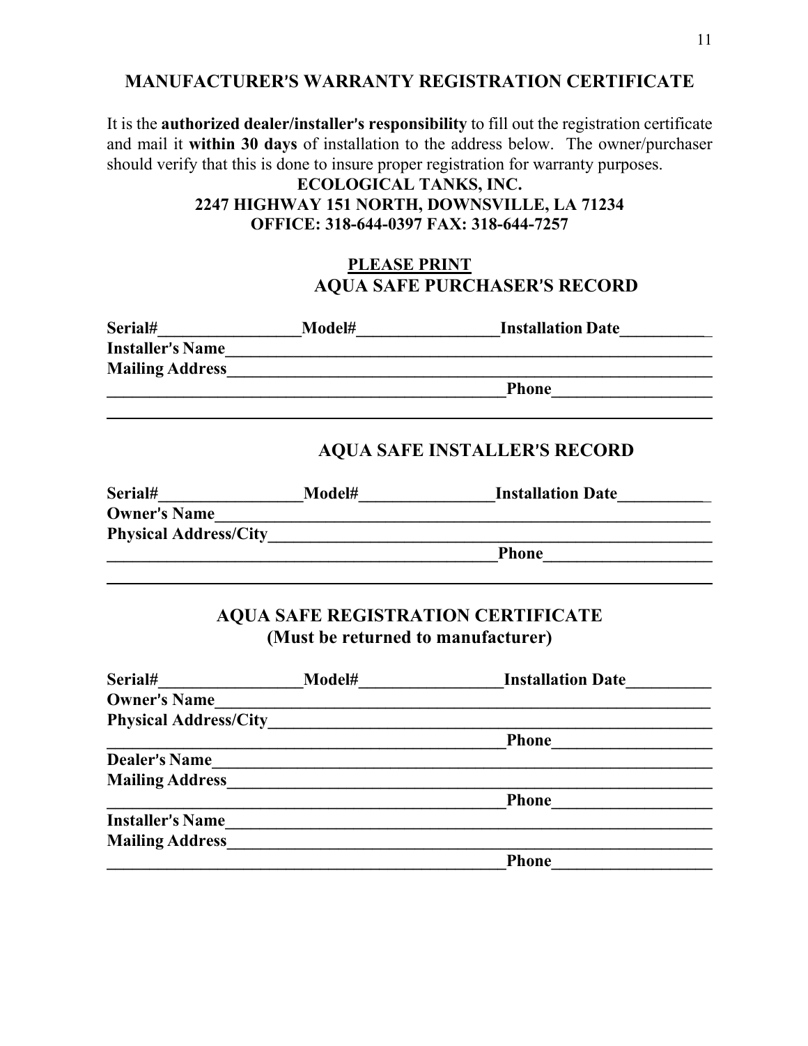## MANUFACTURER'S WARRANTY REGISTRATION CERTIFICATE

It is the **authorized dealer/installer's responsibility** to fill out the registration certificate and mail it **within 30 days** of installation to the address below. The owner/purchaser should verify that this is done to insure proper registration for warranty purposes.

**ECOLOGICAL TANKS, INC.**
**2247 HIGHWAY 151 NORTH, DOWNSVILLE, LA 71234**
**OFFICE: 318-644-0397 FAX: 318-644-7257**

**PLEASE PRINT**

### AQUA SAFE PURCHASER'S RECORD

**Serial#**________________**Model#**________________**Installation Date**__________
**Installer's Name**____________________________________________________________
**Mailing Address**____________________________________________________________
_______________________________________________**Phone**__________________

________________________________________________________________________

### AQUA SAFE INSTALLER'S RECORD

**Serial#**________________**Model#**________________**Installation Date**__________
**Owner's Name**______________________________________________________________
**Physical Address/City**_________________________________________________________
_______________________________________________**Phone**__________________

________________________________________________________________________

### AQUA SAFE REGISTRATION CERTIFICATE
### (Must be returned to manufacturer)

**Serial#**________________**Model#**________________**Installation Date**__________
**Owner's Name**______________________________________________________________
**Physical Address/City**_________________________________________________________
_______________________________________________**Phone**__________________
**Dealer's Name**______________________________________________________________
**Mailing Address**____________________________________________________________
_______________________________________________**Phone**__________________
**Installer's Name**____________________________________________________________
**Mailing Address**____________________________________________________________
_______________________________________________**Phone**__________________